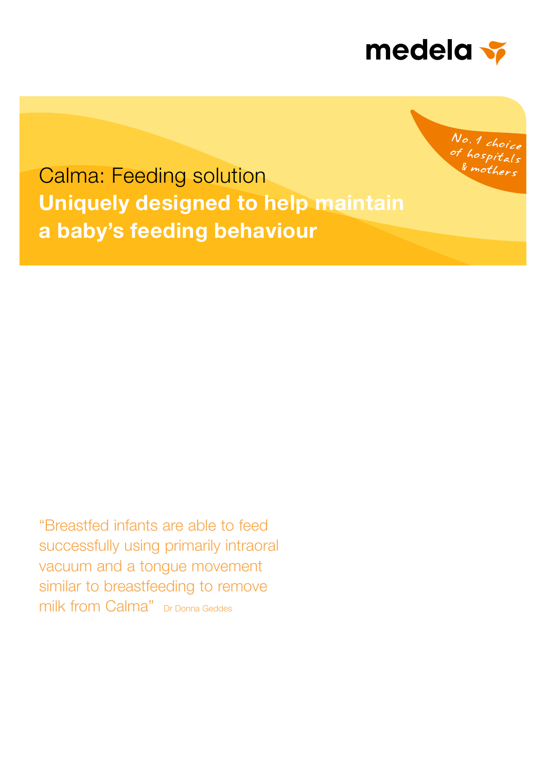medela

No. 1 choice of hospitals & mothers

# Calma: Feeding solution

**Uniquely designed to help maintain a baby's feeding behaviour**

"Breastfed infants are able to feed successfully using primarily intraoral vacuum and a tongue movement similar to breastfeeding to remove milk from Calma" Dr Donna Geddes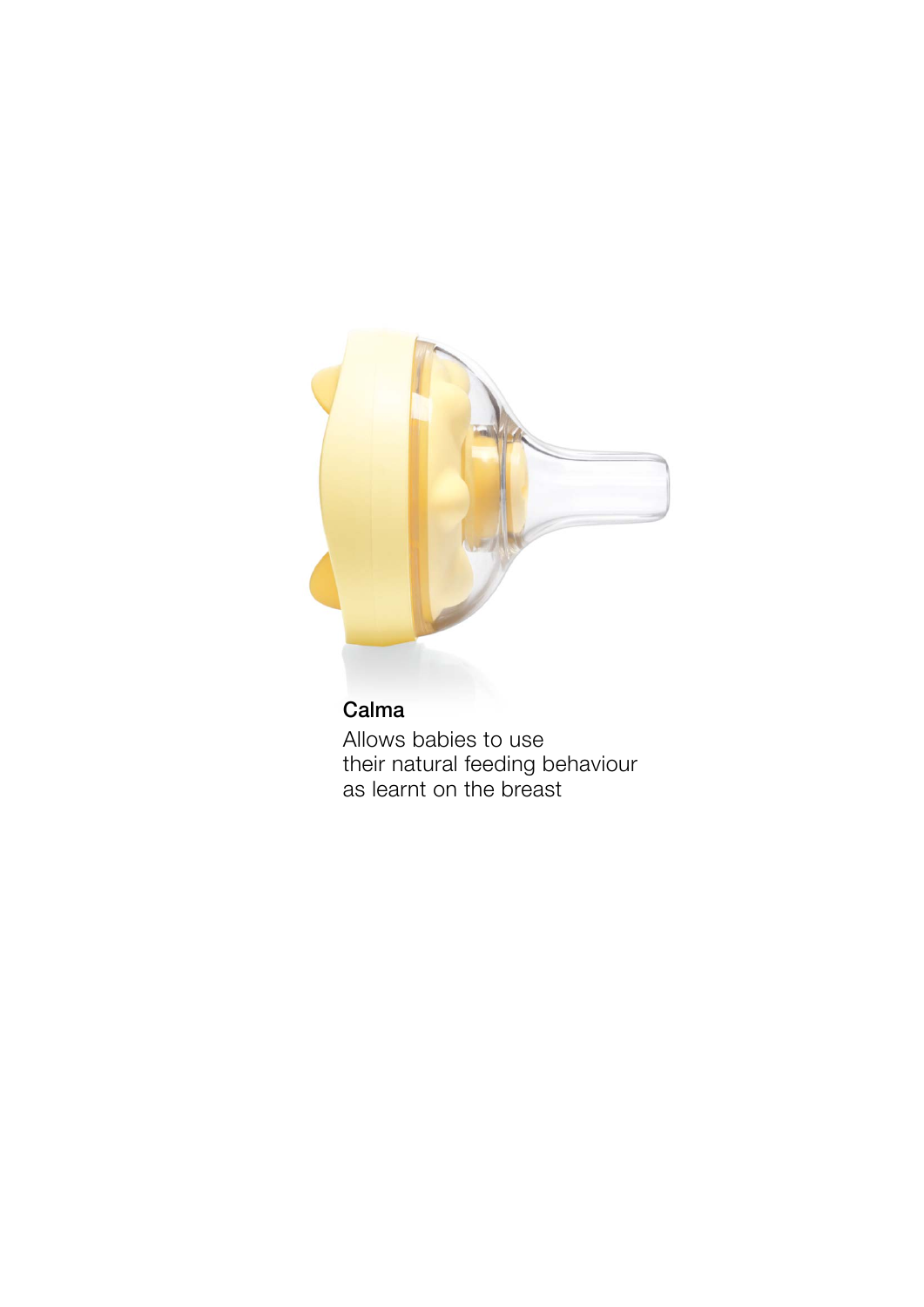**Calma**

Allows babies to use
their natural feeding behaviour
as learnt on the breast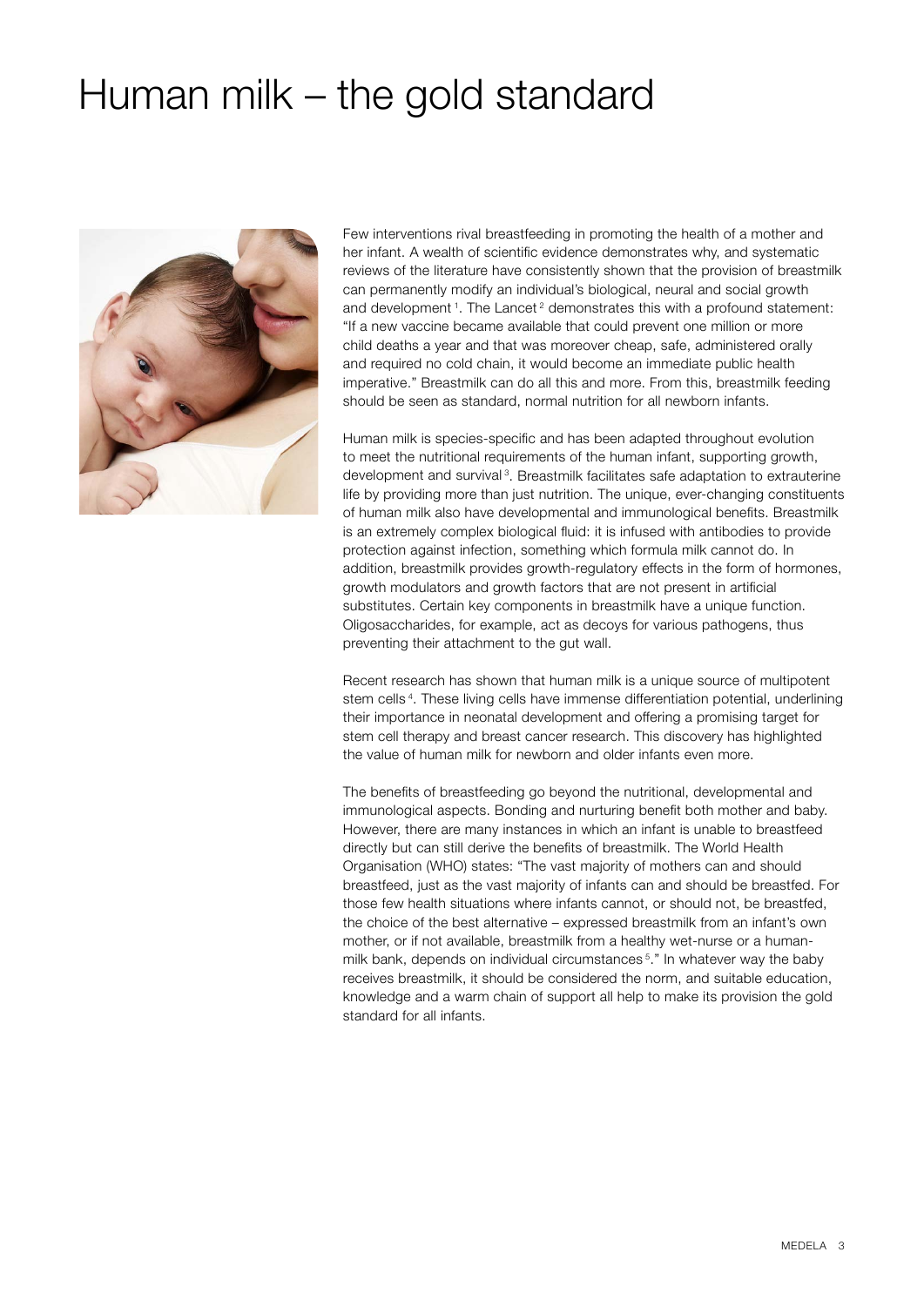# Human milk – the gold standard

Few interventions rival breastfeeding in promoting the health of a mother and her infant. A wealth of scientific evidence demonstrates why, and systematic reviews of the literature have consistently shown that the provision of breastmilk can permanently modify an individual's biological, neural and social growth and development [1]. The Lancet [2] demonstrates this with a profound statement: "If a new vaccine became available that could prevent one million or more child deaths a year and that was moreover cheap, safe, administered orally and required no cold chain, it would become an immediate public health imperative." Breastmilk can do all this and more. From this, breastmilk feeding should be seen as standard, normal nutrition for all newborn infants.

Human milk is species-specific and has been adapted throughout evolution to meet the nutritional requirements of the human infant, supporting growth, development and survival [3]. Breastmilk facilitates safe adaptation to extrauterine life by providing more than just nutrition. The unique, ever-changing constituents of human milk also have developmental and immunological benefits. Breastmilk is an extremely complex biological fluid: it is infused with antibodies to provide protection against infection, something which formula milk cannot do. In addition, breastmilk provides growth-regulatory effects in the form of hormones, growth modulators and growth factors that are not present in artificial substitutes. Certain key components in breastmilk have a unique function. Oligosaccharides, for example, act as decoys for various pathogens, thus preventing their attachment to the gut wall.

Recent research has shown that human milk is a unique source of multipotent stem cells [4]. These living cells have immense differentiation potential, underlining their importance in neonatal development and offering a promising target for stem cell therapy and breast cancer research. This discovery has highlighted the value of human milk for newborn and older infants even more.

The benefits of breastfeeding go beyond the nutritional, developmental and immunological aspects. Bonding and nurturing benefit both mother and baby. However, there are many instances in which an infant is unable to breastfeed directly but can still derive the benefits of breastmilk. The World Health Organisation (WHO) states: "The vast majority of mothers can and should breastfeed, just as the vast majority of infants can and should be breastfed. For those few health situations where infants cannot, or should not, be breastfed, the choice of the best alternative – expressed breastmilk from an infant's own mother, or if not available, breastmilk from a healthy wet-nurse or a human-milk bank, depends on individual circumstances [5]." In whatever way the baby receives breastmilk, it should be considered the norm, and suitable education, knowledge and a warm chain of support all help to make its provision the gold standard for all infants.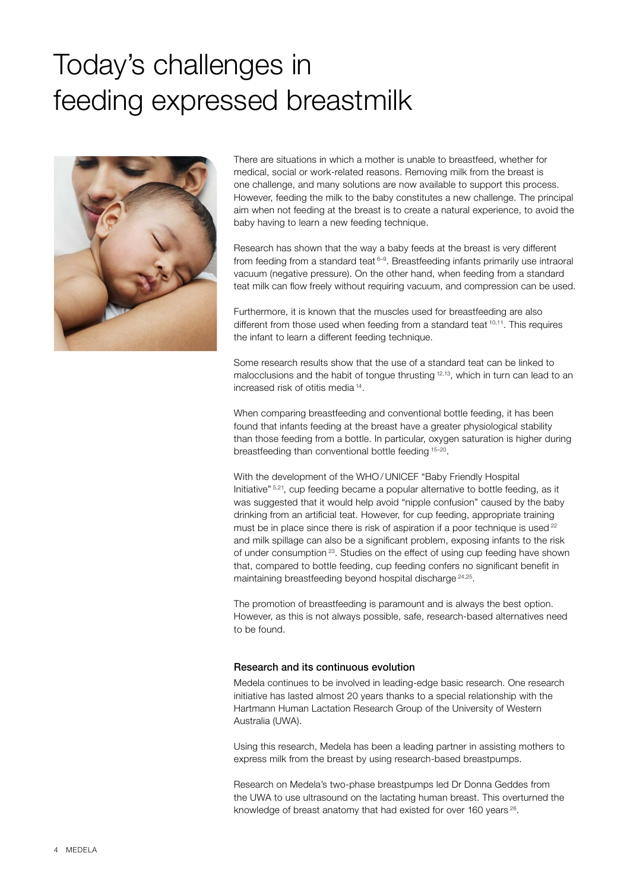# Today's challenges in feeding expressed breastmilk

There are situations in which a mother is unable to breastfeed, whether for medical, social or work-related reasons. Removing milk from the breast is one challenge, and many solutions are now available to support this process. However, feeding the milk to the baby constitutes a new challenge. The principal aim when not feeding at the breast is to create a natural experience, to avoid the baby having to learn a new feeding technique.

Research has shown that the way a baby feeds at the breast is very different from feeding from a standard teat [6–9]. Breastfeeding infants primarily use intraoral vacuum (negative pressure). On the other hand, when feeding from a standard teat milk can flow freely without requiring vacuum, and compression can be used.

Furthermore, it is known that the muscles used for breastfeeding are also different from those used when feeding from a standard teat [10,11]. This requires the infant to learn a different feeding technique.

Some research results show that the use of a standard teat can be linked to malocclusions and the habit of tongue thrusting [12,13], which in turn can lead to an increased risk of otitis media [14].

When comparing breastfeeding and conventional bottle feeding, it has been found that infants feeding at the breast have a greater physiological stability than those feeding from a bottle. In particular, oxygen saturation is higher during breastfeeding than conventional bottle feeding [15–20].

With the development of the WHO / UNICEF "Baby Friendly Hospital Initiative" [5,21], cup feeding became a popular alternative to bottle feeding, as it was suggested that it would help avoid "nipple confusion" caused by the baby drinking from an artificial teat. However, for cup feeding, appropriate training must be in place since there is risk of aspiration if a poor technique is used [22] and milk spillage can also be a significant problem, exposing infants to the risk of under consumption [23]. Studies on the effect of using cup feeding have shown that, compared to bottle feeding, cup feeding confers no significant benefit in maintaining breastfeeding beyond hospital discharge [24,25].

The promotion of breastfeeding is paramount and is always the best option. However, as this is not always possible, safe, research-based alternatives need to be found.

### Research and its continuous evolution

Medela continues to be involved in leading-edge basic research. One research initiative has lasted almost 20 years thanks to a special relationship with the Hartmann Human Lactation Research Group of the University of Western Australia (UWA).

Using this research, Medela has been a leading partner in assisting mothers to express milk from the breast by using research-based breastpumps.

Research on Medela's two-phase breastpumps led Dr Donna Geddes from the UWA to use ultrasound on the lactating human breast. This overturned the knowledge of breast anatomy that had existed for over 160 years [26].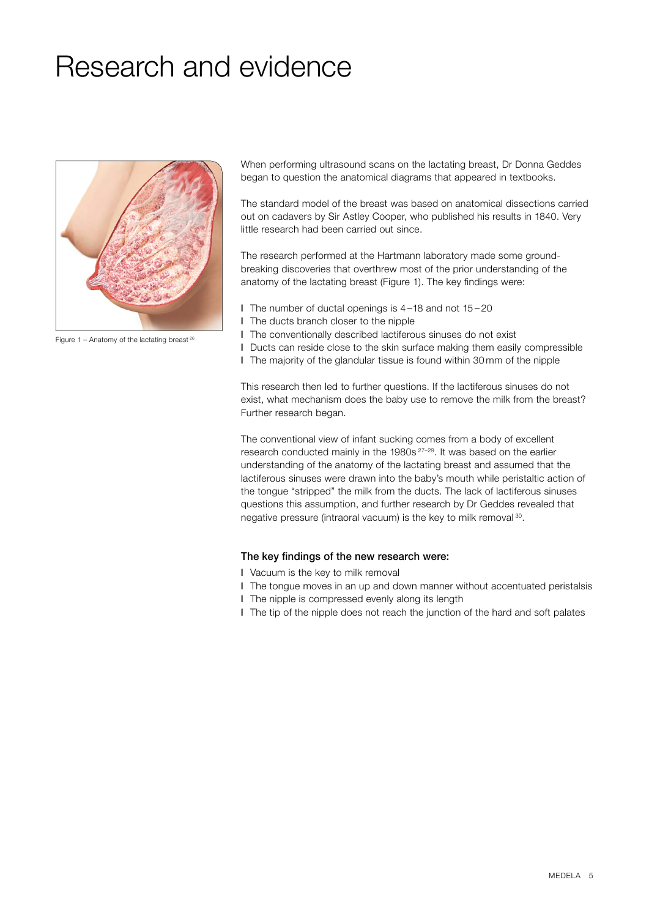# Research and evidence

Figure 1 – Anatomy of the lactating breast [26]

When performing ultrasound scans on the lactating breast, Dr Donna Geddes began to question the anatomical diagrams that appeared in textbooks.

The standard model of the breast was based on anatomical dissections carried out on cadavers by Sir Astley Cooper, who published his results in 1840. Very little research had been carried out since.

The research performed at the Hartmann laboratory made some ground-breaking discoveries that overthrew most of the prior understanding of the anatomy of the lactating breast (Figure 1). The key findings were:

- The number of ductal openings is 4–18 and not 15–20
- The ducts branch closer to the nipple
- The conventionally described lactiferous sinuses do not exist
- Ducts can reside close to the skin surface making them easily compressible
- The majority of the glandular tissue is found within 30 mm of the nipple

This research then led to further questions. If the lactiferous sinuses do not exist, what mechanism does the baby use to remove the milk from the breast? Further research began.

The conventional view of infant sucking comes from a body of excellent research conducted mainly in the 1980s [27–29]. It was based on the earlier understanding of the anatomy of the lactating breast and assumed that the lactiferous sinuses were drawn into the baby's mouth while peristaltic action of the tongue "stripped" the milk from the ducts. The lack of lactiferous sinuses questions this assumption, and further research by Dr Geddes revealed that negative pressure (intraoral vacuum) is the key to milk removal [30].

### The key findings of the new research were:

- Vacuum is the key to milk removal
- The tongue moves in an up and down manner without accentuated peristalsis
- The nipple is compressed evenly along its length
- The tip of the nipple does not reach the junction of the hard and soft palates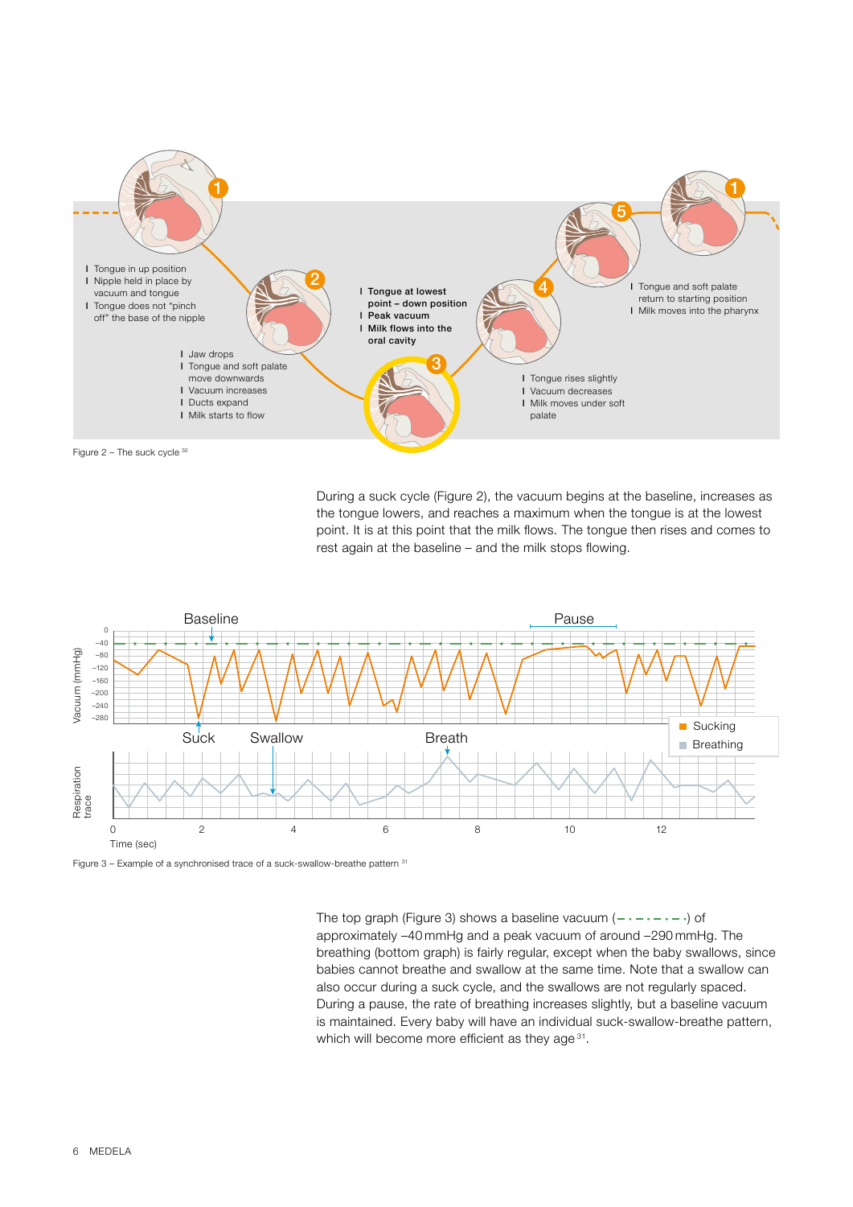- Tongue in up position
- Nipple held in place by vacuum and tongue
- Tongue does not "pinch off" the base of the nipple

- Jaw drops
- Tongue and soft palate move downwards
- Vacuum increases
- Ducts expand
- Milk starts to flow

- **Tongue at lowest point – down position**
- **Peak vacuum**
- **Milk flows into the oral cavity**

- Tongue rises slightly
- Vacuum decreases
- Milk moves under soft palate

- Tongue and soft palate return to starting position
- Milk moves into the pharynx

Figure 2 – The suck cycle [30]

During a suck cycle (Figure 2), the vacuum begins at the baseline, increases as the tongue lowers, and reaches a maximum when the tongue is at the lowest point. It is at this point that the milk flows. The tongue then rises and comes to rest again at the baseline – and the milk stops flowing.

Figure 3 – Example of a synchronised trace of a suck-swallow-breathe pattern [31]

The top graph (Figure 3) shows a baseline vacuum (– · – · – · –) of approximately –40 mmHg and a peak vacuum of around –290 mmHg. The breathing (bottom graph) is fairly regular, except when the baby swallows, since babies cannot breathe and swallow at the same time. Note that a swallow can also occur during a suck cycle, and the swallows are not regularly spaced. During a pause, the rate of breathing increases slightly, but a baseline vacuum is maintained. Every baby will have an individual suck-swallow-breathe pattern, which will become more efficient as they age [31].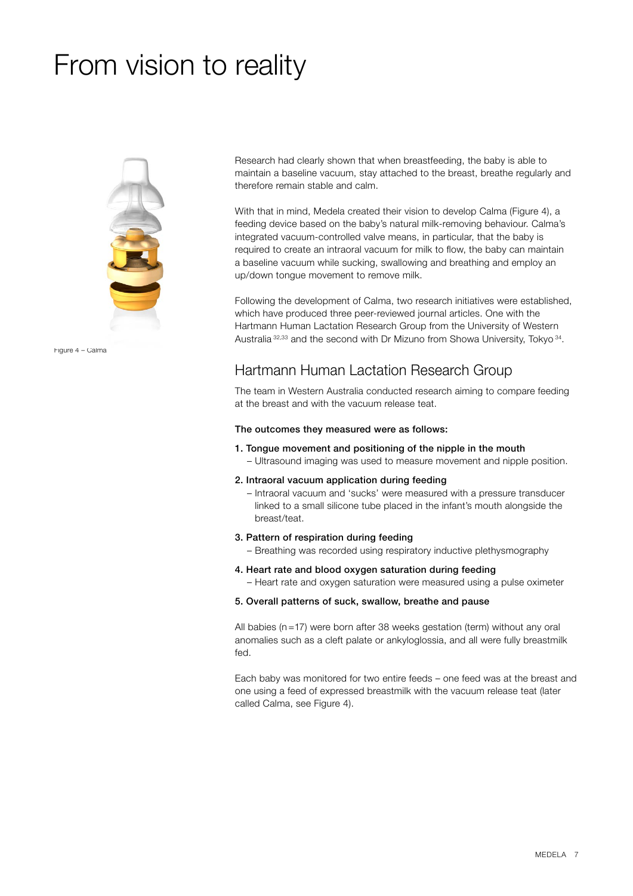# From vision to reality

Figure 4 – Calma

Research had clearly shown that when breastfeeding, the baby is able to maintain a baseline vacuum, stay attached to the breast, breathe regularly and therefore remain stable and calm.

With that in mind, Medela created their vision to develop Calma (Figure 4), a feeding device based on the baby's natural milk-removing behaviour. Calma's integrated vacuum-controlled valve means, in particular, that the baby is required to create an intraoral vacuum for milk to flow, the baby can maintain a baseline vacuum while sucking, swallowing and breathing and employ an up/down tongue movement to remove milk.

Following the development of Calma, two research initiatives were established, which have produced three peer-reviewed journal articles. One with the Hartmann Human Lactation Research Group from the University of Western Australia [32,33] and the second with Dr Mizuno from Showa University, Tokyo [34].

## Hartmann Human Lactation Research Group

The team in Western Australia conducted research aiming to compare feeding at the breast and with the vacuum release teat.

**The outcomes they measured were as follows:**

1. **Tongue movement and positioning of the nipple in the mouth**
   – Ultrasound imaging was used to measure movement and nipple position.
2. **Intraoral vacuum application during feeding**
   – Intraoral vacuum and 'sucks' were measured with a pressure transducer linked to a small silicone tube placed in the infant's mouth alongside the breast/teat.
3. **Pattern of respiration during feeding**
   – Breathing was recorded using respiratory inductive plethysmography
4. **Heart rate and blood oxygen saturation during feeding**
   – Heart rate and oxygen saturation were measured using a pulse oximeter
5. **Overall patterns of suck, swallow, breathe and pause**

All babies (n = 17) were born after 38 weeks gestation (term) without any oral anomalies such as a cleft palate or ankyloglossia, and all were fully breastmilk fed.

Each baby was monitored for two entire feeds – one feed was at the breast and one using a feed of expressed breastmilk with the vacuum release teat (later called Calma, see Figure 4).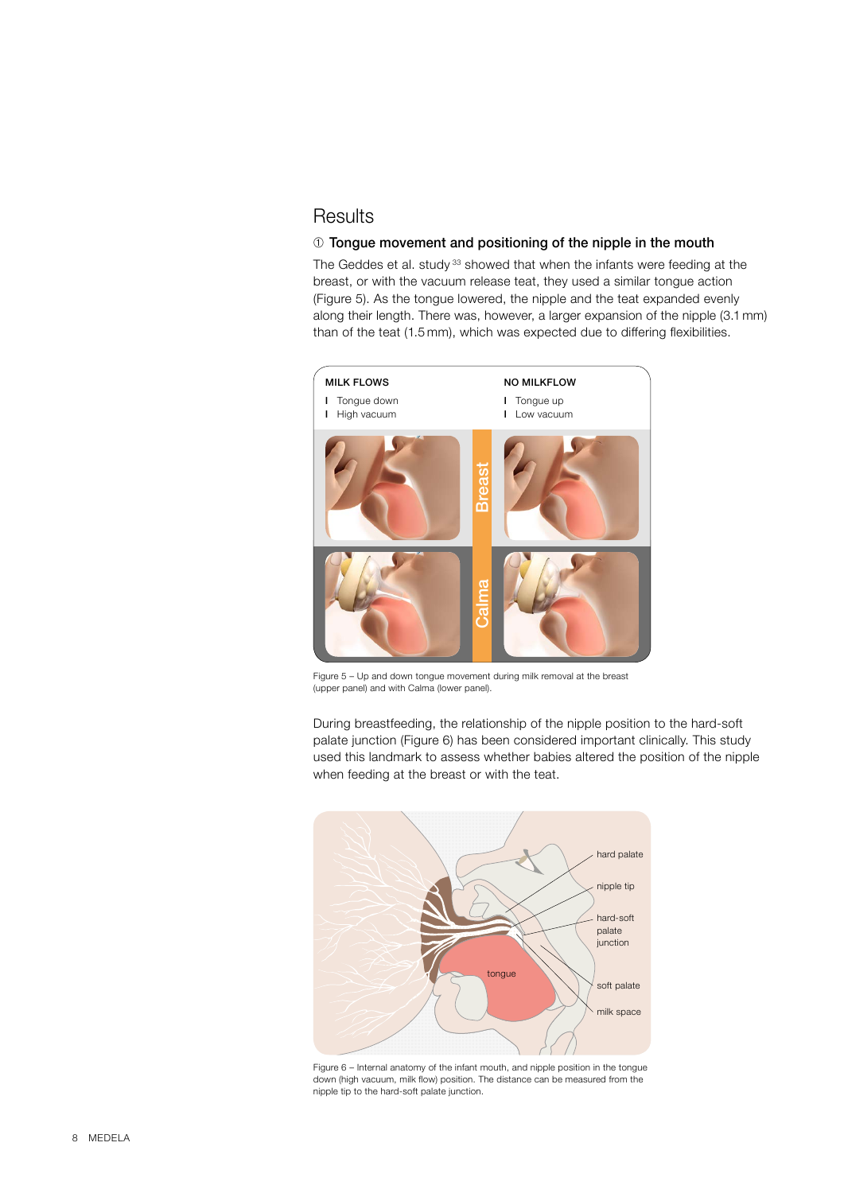## Results

### ① Tongue movement and positioning of the nipple in the mouth

The Geddes et al. study[33] showed that when the infants were feeding at the breast, or with the vacuum release teat, they used a similar tongue action (Figure 5). As the tongue lowered, the nipple and the teat expanded evenly along their length. There was, however, a larger expansion of the nipple (3.1 mm) than of the teat (1.5 mm), which was expected due to differing flexibilities.

| MILK FLOWS | NO MILKFLOW |
|---|---|
| Tongue down | Tongue up |
| High vacuum | Low vacuum |

Figure 5 – Up and down tongue movement during milk removal at the breast (upper panel) and with Calma (lower panel).

During breastfeeding, the relationship of the nipple position to the hard-soft palate junction (Figure 6) has been considered important clinically. This study used this landmark to assess whether babies altered the position of the nipple when feeding at the breast or with the teat.

Figure 6 – Internal anatomy of the infant mouth, and nipple position in the tongue down (high vacuum, milk flow) position. The distance can be measured from the nipple tip to the hard-soft palate junction.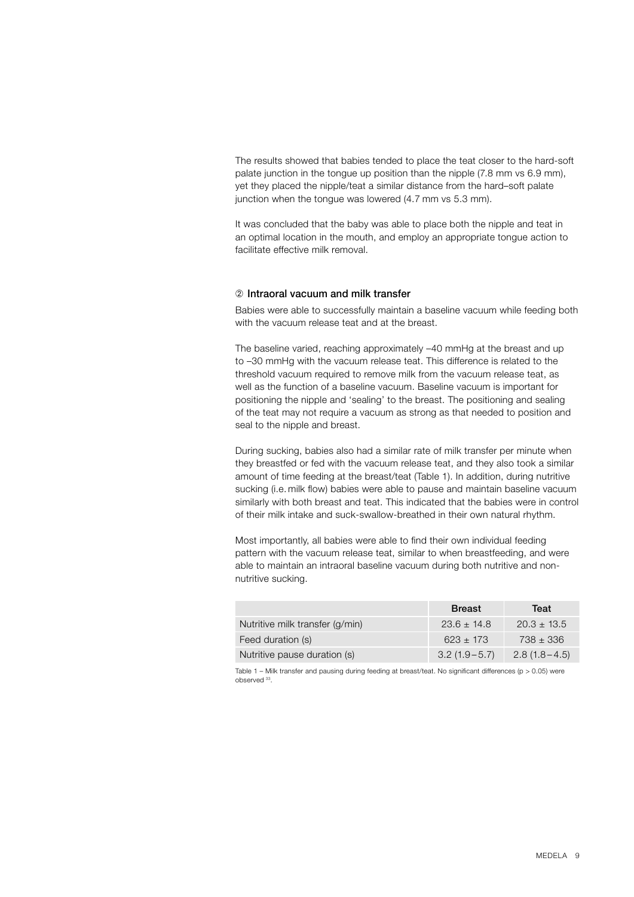The results showed that babies tended to place the teat closer to the hard-soft palate junction in the tongue up position than the nipple (7.8 mm vs 6.9 mm), yet they placed the nipple/teat a similar distance from the hard–soft palate junction when the tongue was lowered (4.7 mm vs 5.3 mm).

It was concluded that the baby was able to place both the nipple and teat in an optimal location in the mouth, and employ an appropriate tongue action to facilitate effective milk removal.

### ② Intraoral vacuum and milk transfer

Babies were able to successfully maintain a baseline vacuum while feeding both with the vacuum release teat and at the breast.

The baseline varied, reaching approximately –40 mmHg at the breast and up to –30 mmHg with the vacuum release teat. This difference is related to the threshold vacuum required to remove milk from the vacuum release teat, as well as the function of a baseline vacuum. Baseline vacuum is important for positioning the nipple and 'sealing' to the breast. The positioning and sealing of the teat may not require a vacuum as strong as that needed to position and seal to the nipple and breast.

During sucking, babies also had a similar rate of milk transfer per minute when they breastfed or fed with the vacuum release teat, and they also took a similar amount of time feeding at the breast/teat (Table 1). In addition, during nutritive sucking (i.e. milk flow) babies were able to pause and maintain baseline vacuum similarly with both breast and teat. This indicated that the babies were in control of their milk intake and suck-swallow-breathed in their own natural rhythm.

Most importantly, all babies were able to find their own individual feeding pattern with the vacuum release teat, similar to when breastfeeding, and were able to maintain an intraoral baseline vacuum during both nutritive and non-nutritive sucking.

| | Breast | Teat |
|---|---|---|
| Nutritive milk transfer (g/min) | 23.6 ± 14.8 | 20.3 ± 13.5 |
| Feed duration (s) | 623 ± 173 | 738 ± 336 |
| Nutritive pause duration (s) | 3.2 (1.9 – 5.7) | 2.8 (1.8 – 4.5) |

Table 1 – Milk transfer and pausing during feeding at breast/teat. No significant differences ($p > 0.05$) were observed [33].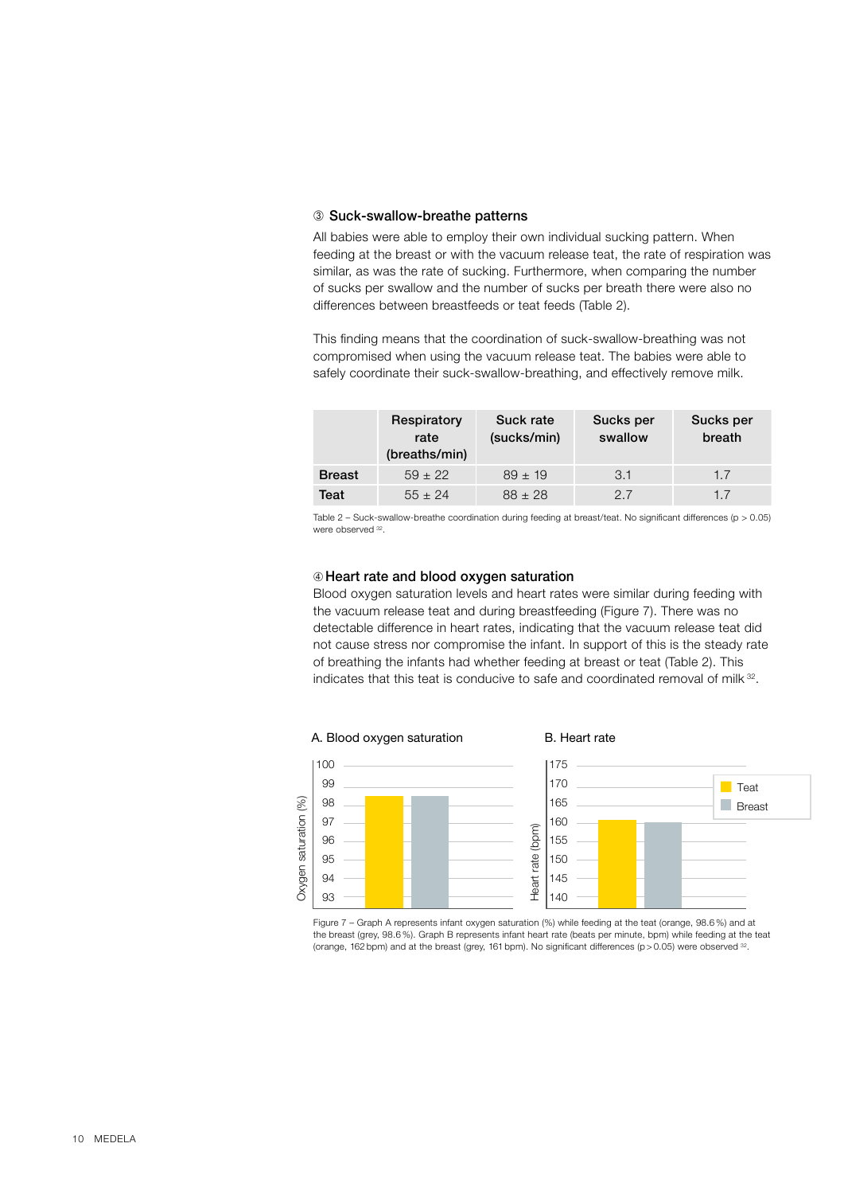### ③ Suck-swallow-breathe patterns

All babies were able to employ their own individual sucking pattern. When feeding at the breast or with the vacuum release teat, the rate of respiration was similar, as was the rate of sucking. Furthermore, when comparing the number of sucks per swallow and the number of sucks per breath there were also no differences between breastfeeds or teat feeds (Table 2).

This finding means that the coordination of suck-swallow-breathing was not compromised when using the vacuum release teat. The babies were able to safely coordinate their suck-swallow-breathing, and effectively remove milk.

| | Respiratory rate (breaths/min) | Suck rate (sucks/min) | Sucks per swallow | Sucks per breath |
|---|---|---|---|---|
| **Breast** | $59 \pm 22$ | $89 \pm 19$ | 3.1 | 1.7 |
| **Teat** | $55 \pm 24$ | $88 \pm 28$ | 2.7 | 1.7 |

Table 2 – Suck-swallow-breathe coordination during feeding at breast/teat. No significant differences ($p > 0.05$) were observed [32].

### ④ Heart rate and blood oxygen saturation

Blood oxygen saturation levels and heart rates were similar during feeding with the vacuum release teat and during breastfeeding (Figure 7). There was no detectable difference in heart rates, indicating that the vacuum release teat did not cause stress nor compromise the infant. In support of this is the steady rate of breathing the infants had whether feeding at breast or teat (Table 2). This indicates that this teat is conducive to safe and coordinated removal of milk [32].

A. Blood oxygen saturation

B. Heart rate

Figure 7 – Graph A represents infant oxygen saturation (%) while feeding at the teat (orange, 98.6 %) and at the breast (grey, 98.6 %). Graph B represents infant heart rate (beats per minute, bpm) while feeding at the teat (orange, 162 bpm) and at the breast (grey, 161 bpm). No significant differences ($p > 0.05$) were observed [32].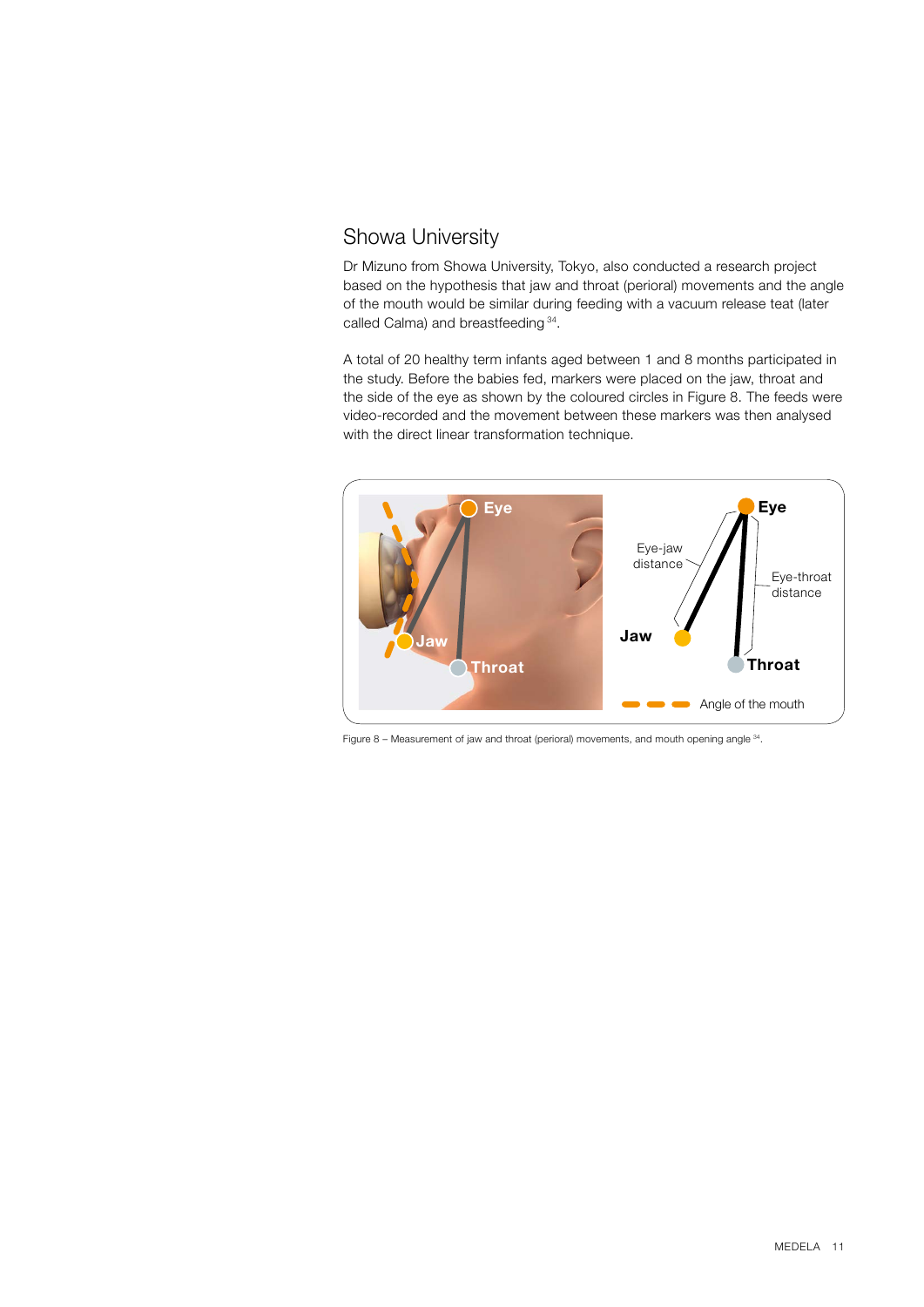## Showa University

Dr Mizuno from Showa University, Tokyo, also conducted a research project based on the hypothesis that jaw and throat (perioral) movements and the angle of the mouth would be similar during feeding with a vacuum release teat (later called Calma) and breastfeeding [34].

A total of 20 healthy term infants aged between 1 and 8 months participated in the study. Before the babies fed, markers were placed on the jaw, throat and the side of the eye as shown by the coloured circles in Figure 8. The feeds were video-recorded and the movement between these markers was then analysed with the direct linear transformation technique.

Eye
Jaw
Throat

Eye
Eye-jaw distance
Eye-throat distance
Jaw
Throat
Angle of the mouth

Figure 8 – Measurement of jaw and throat (perioral) movements, and mouth opening angle [34].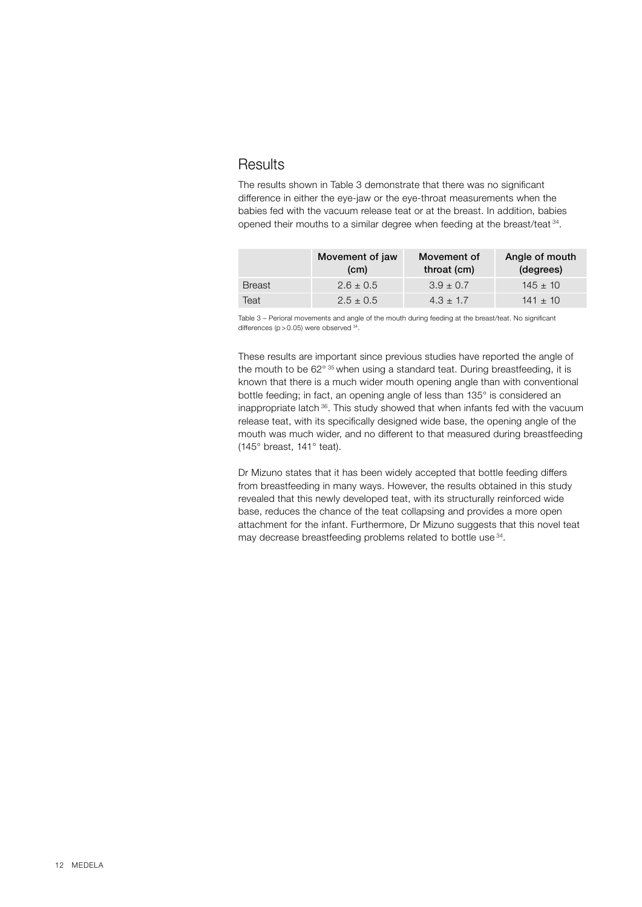## Results

The results shown in Table 3 demonstrate that there was no significant difference in either the eye-jaw or the eye-throat measurements when the babies fed with the vacuum release teat or at the breast. In addition, babies opened their mouths to a similar degree when feeding at the breast/teat [34].

| | Movement of jaw (cm) | Movement of throat (cm) | Angle of mouth (degrees) |
|---|---|---|---|
| Breast | $2.6 \pm 0.5$ | $3.9 \pm 0.7$ | $145 \pm 10$ |
| Teat | $2.5 \pm 0.5$ | $4.3 \pm 1.7$ | $141 \pm 10$ |

Table 3 – Perioral movements and angle of the mouth during feeding at the breast/teat. No significant differences ($p > 0.05$) were observed [34].

These results are important since previous studies have reported the angle of the mouth to be 62° [35] when using a standard teat. During breastfeeding, it is known that there is a much wider mouth opening angle than with conventional bottle feeding; in fact, an opening angle of less than 135° is considered an inappropriate latch [36]. This study showed that when infants fed with the vacuum release teat, with its specifically designed wide base, the opening angle of the mouth was much wider, and no different to that measured during breastfeeding (145° breast, 141° teat).

Dr Mizuno states that it has been widely accepted that bottle feeding differs from breastfeeding in many ways. However, the results obtained in this study revealed that this newly developed teat, with its structurally reinforced wide base, reduces the chance of the teat collapsing and provides a more open attachment for the infant. Furthermore, Dr Mizuno suggests that this novel teat may decrease breastfeeding problems related to bottle use [34].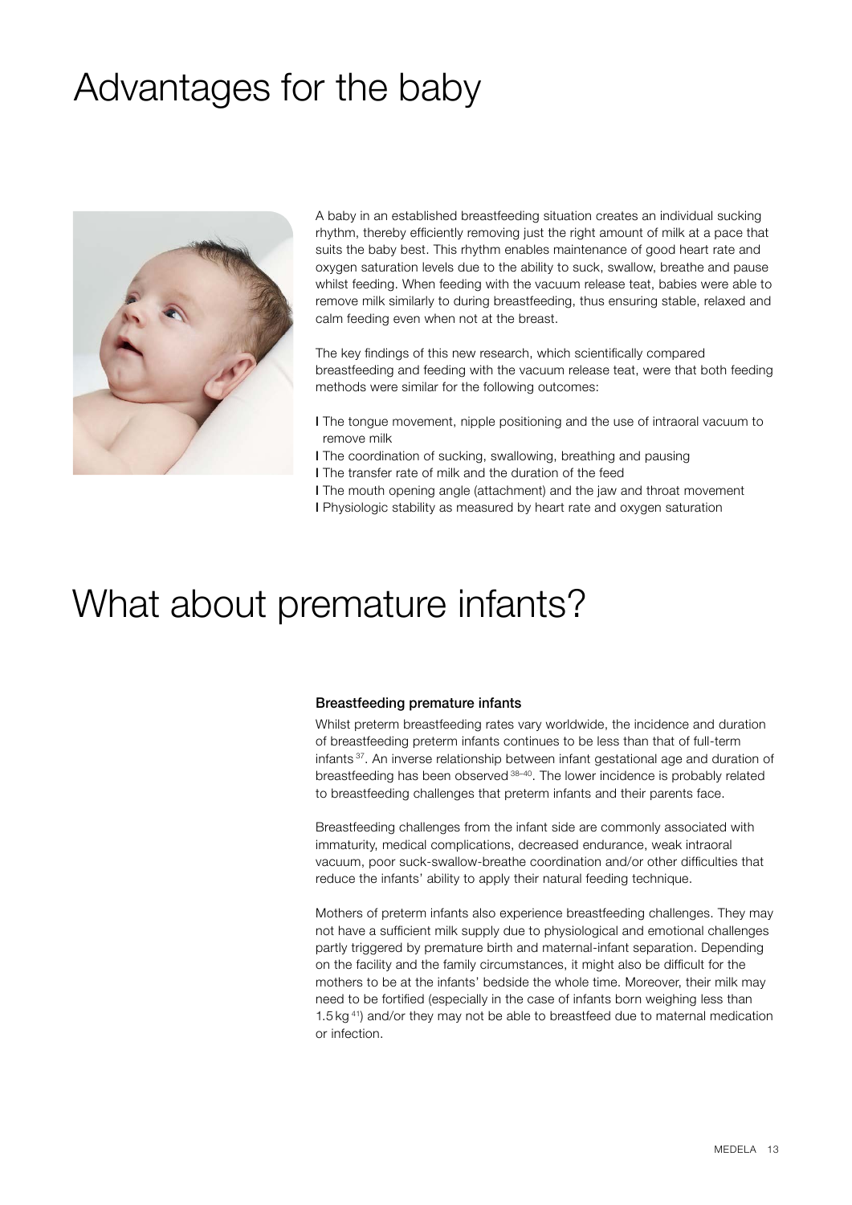# Advantages for the baby

A baby in an established breastfeeding situation creates an individual sucking rhythm, thereby efficiently removing just the right amount of milk at a pace that suits the baby best. This rhythm enables maintenance of good heart rate and oxygen saturation levels due to the ability to suck, swallow, breathe and pause whilst feeding. When feeding with the vacuum release teat, babies were able to remove milk similarly to during breastfeeding, thus ensuring stable, relaxed and calm feeding even when not at the breast.

The key findings of this new research, which scientifically compared breastfeeding and feeding with the vacuum release teat, were that both feeding methods were similar for the following outcomes:

- The tongue movement, nipple positioning and the use of intraoral vacuum to remove milk
- The coordination of sucking, swallowing, breathing and pausing
- The transfer rate of milk and the duration of the feed
- The mouth opening angle (attachment) and the jaw and throat movement
- Physiologic stability as measured by heart rate and oxygen saturation

# What about premature infants?

### Breastfeeding premature infants

Whilst preterm breastfeeding rates vary worldwide, the incidence and duration of breastfeeding preterm infants continues to be less than that of full-term infants [37]. An inverse relationship between infant gestational age and duration of breastfeeding has been observed [38–40]. The lower incidence is probably related to breastfeeding challenges that preterm infants and their parents face.

Breastfeeding challenges from the infant side are commonly associated with immaturity, medical complications, decreased endurance, weak intraoral vacuum, poor suck-swallow-breathe coordination and/or other difficulties that reduce the infants' ability to apply their natural feeding technique.

Mothers of preterm infants also experience breastfeeding challenges. They may not have a sufficient milk supply due to physiological and emotional challenges partly triggered by premature birth and maternal-infant separation. Depending on the facility and the family circumstances, it might also be difficult for the mothers to be at the infants' bedside the whole time. Moreover, their milk may need to be fortified (especially in the case of infants born weighing less than 1.5 kg [41]) and/or they may not be able to breastfeed due to maternal medication or infection.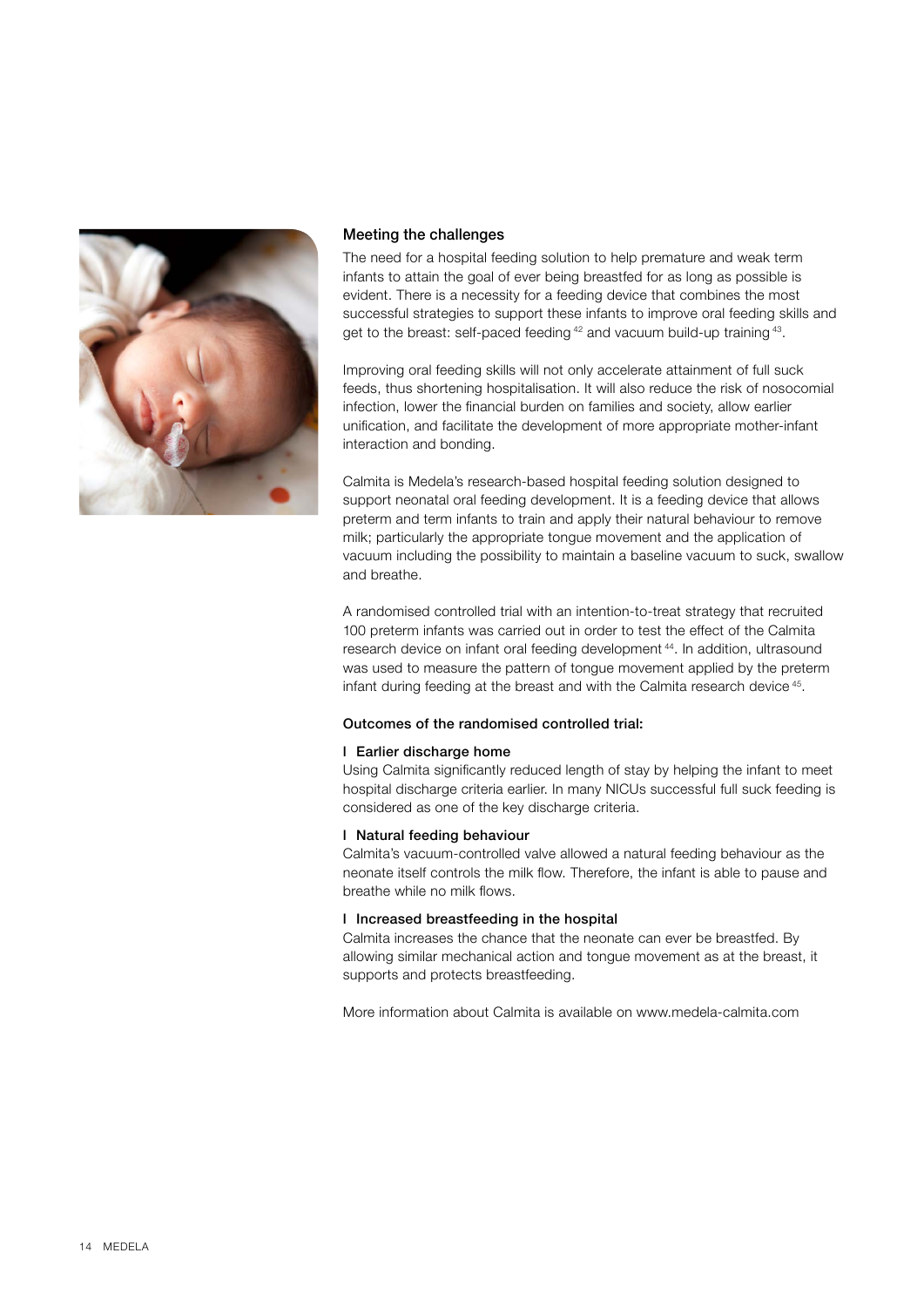## Meeting the challenges

The need for a hospital feeding solution to help premature and weak term infants to attain the goal of ever being breastfed for as long as possible is evident. There is a necessity for a feeding device that combines the most successful strategies to support these infants to improve oral feeding skills and get to the breast: self-paced feeding [42] and vacuum build-up training [43].

Improving oral feeding skills will not only accelerate attainment of full suck feeds, thus shortening hospitalisation. It will also reduce the risk of nosocomial infection, lower the financial burden on families and society, allow earlier unification, and facilitate the development of more appropriate mother-infant interaction and bonding.

Calmita is Medela's research-based hospital feeding solution designed to support neonatal oral feeding development. It is a feeding device that allows preterm and term infants to train and apply their natural behaviour to remove milk; particularly the appropriate tongue movement and the application of vacuum including the possibility to maintain a baseline vacuum to suck, swallow and breathe.

A randomised controlled trial with an intention-to-treat strategy that recruited 100 preterm infants was carried out in order to test the effect of the Calmita research device on infant oral feeding development [44]. In addition, ultrasound was used to measure the pattern of tongue movement applied by the preterm infant during feeding at the breast and with the Calmita research device [45].

### Outcomes of the randomised controlled trial:

**Earlier discharge home**

Using Calmita significantly reduced length of stay by helping the infant to meet hospital discharge criteria earlier. In many NICUs successful full suck feeding is considered as one of the key discharge criteria.

**Natural feeding behaviour**

Calmita's vacuum-controlled valve allowed a natural feeding behaviour as the neonate itself controls the milk flow. Therefore, the infant is able to pause and breathe while no milk flows.

**Increased breastfeeding in the hospital**

Calmita increases the chance that the neonate can ever be breastfed. By allowing similar mechanical action and tongue movement as at the breast, it supports and protects breastfeeding.

More information about Calmita is available on www.medela-calmita.com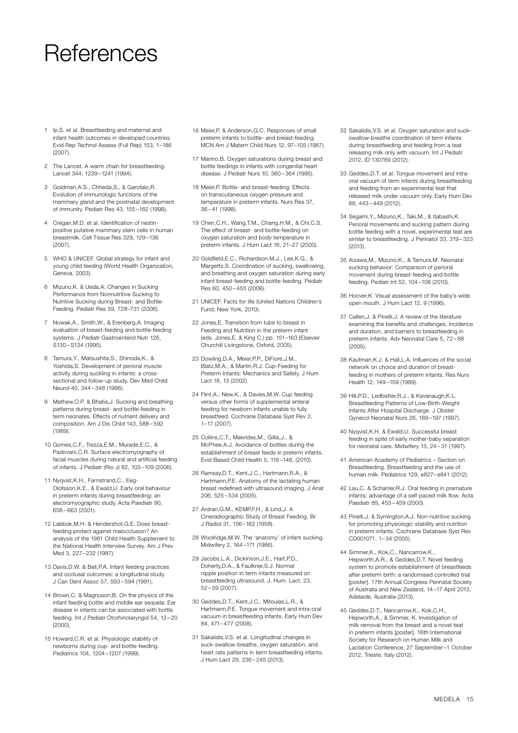# References

1. Ip,S. et al. Breastfeeding and maternal and infant health outcomes in developed countries. Evid Rep Technol Assess (Full Rep) 153, 1–186 (2007).
2. The Lancet. A warm chain for breastfeeding. Lancet 344, 1239–1241 (1994).
3. Goldman,A.S., Chheda,S., & Garofalo,R. Evolution of immunologic functions of the mammary gland and the postnatal development of immunity. Pediatr Res 43, 155–162 (1998).
4. Cregan,M.D. et al. Identification of nestin-positive putative mammary stem cells in human breastmilk. Cell Tissue Res 329, 129–136 (2007).
5. WHO & UNICEF. Global strategy for infant and young child feeding (World Health Organization, Geneva, 2003).
6. Mizuno,K. & Ueda,A. Changes in Sucking Performance from Nonnutritive Sucking to Nutritive Sucking during Breast- and Bottle-Feeding. Pediatr Res 59, 728–731 (2006).
7. Nowak,A., Smith,W., & Erenberg,A. Imaging evaluation of breast-feeding and bottle-feeding systems. J Pediatr Gastroenterol Nutr 126, S130–S134 (1995).
8. Tamura,Y., Matsushita,S., Shinoda,K., & Yoshida,S. Development of perioral muscle activity during suckling in infants: a cross-sectional and follow-up study. Dev Med Child Neurol 40, 344–348 (1998).
9. Mathew,O.P. & Bhatia,J. Sucking and breathing patterns during breast- and bottle-feeding in term neonates. Effects of nutrient delivery and composition. Am J Dis Child 143, 588–592 (1989).
10. Gomes,C.F., Trezza,E.M., Murade,E.C., & Padovani,C.R. Surface electromyography of facial muscles during natural and artificial feeding of infants. J Pediatr (Rio J) 82, 103–109 (2006).
11. Nyqvist,K.H., Farnstrand,C., Eeg-Olofsson,K.E., & Ewald,U. Early oral behaviour in preterm infants during breastfeeding: an electromyographic study. Acta Paediatr 90, 658–663 (2001).
12. Labbok,M.H. & Hendershot,G.E. Does breast-feeding protect against malocclusion? An analysis of the 1981 Child Health Supplement to the National Health Interview Survey. Am J Prev Med 3, 227–232 (1987).
13. Davis,D.W. & Bell,P.A. Infant feeding practices and occlusal outcomes: a longitudinal study. J Can Dent Assoc 57, 593–594 (1991).
14. Brown,C. & Magnuson,B. On the physics of the infant feeding bottle and middle ear sequela: Ear disease in infants can be associated with bottle feeding. Int J Pediatr Otorhinolaryngol 54, 13–20 (2000).
15. Howard,C.R. et al. Physiologic stability of newborns during cup- and bottle-feeding. Pediatrics 104, 1204–1207 (1999).
16. Meier,P. & Anderson,G.C. Responses of small preterm infants to bottle- and breast-feeding. MCN Am J Matern Child Nurs 12, 97–105 (1987).
17. Marino,B. Oxygen saturations during breast and bottle feedings in infants with congenital heart disease. J Pediatr Nurs 10, 360–364 (1995).
18. Meier,P. Bottle- and breast-feeding: Effects on transcutaneous oxygen pressure and temperature in preterm infants. Nurs Res 37, 36–41 (1998).
19. Chen,C.H., Wang,T.M., Chang,H.M., & Chi,C.S. The effect of breast- and bottle-feeding on oxygen saturation and body temperature in preterm infants. J Hum Lact 16, 21–27 (2000).
20. Goldfield,E.C., Richardson,M.J., Lee,K.G., & Margetts,S. Coordination of sucking, swallowing, and breathing and oxygen saturation during early infant breast-feeding and bottle-feeding. Pediatr Res 60, 450–455 (2006).
21. UNICEF. Facts for life (United Nations Children's Fund, New York, 2010).
22. Jones,E. Transition from tube to breast *in* Feeding and Nutrition in the preterm infant (eds. Jones,E. & King C.) pp. 151–163 (Elsevier Churchill Livingstone, Oxford, 2005).
23. Dowling,D.A., Meier,P.P., DiFiore,J.M., Blatz,M.A., & Martin,R.J. Cup-Feeding for Preterm Infants: Mechanics and Safety. J Hum Lact 18, 13 (2002).
24. Flint,A., New,K., & Davies,M.W. Cup feeding versus other forms of supplemental enteral feeding for newborn infants unable to fully breastfeed. Cochrane Database Syst Rev 2, 1–17 (2007).
25. Collins,C.T., Makrides,M., Gillis,J., & McPhee,A.J. Avoidance of bottles during the establishment of breast feeds in preterm infants. Evid Based Child Health 5, 118–148, (2010).
26. Ramsay,D.T., Kent,J.C., Hartmann,R.A., & Hartmann,P.E. Anatomy of the lactating human breast redefined with ultrasound imaging. J Anat 206, 525–534 (2005).
27. Ardran,G.M., KEMP,F.H., & Lind,J. A Cineradiographic Study of Breast Feeding. Br J Radiol 31, 156–162 (1958).
28. Woolridge,M.W. The 'anatomy' of infant sucking. Midwifery 2, 164–171 (1986).
29. Jacobs,L.A., Dickinson,J.E., Hart,P.D., Doherty,D.A., & Faulkner,S.J. Normal nipple position in term infants measured on breastfeeding ultrasound. J. Hum. Lact. 23, 52–59 (2007).
30. Geddes,D.T., Kent,J.C., Mitoulas,L.R., & Hartmann,P.E. Tongue movement and intra-oral vacuum in breastfeeding infants. Early Hum Dev 84, 471–477 (2008).
31. Sakalidis,V.S. et al. Longitudinal changes in suck-swallow-breathe, oxygen saturation, and heart rate patterns in term breastfeeding infants. J Hum Lact 29, 236–245 (2013).
32. Sakalidis,V.S. et al. Oxygen saturation and suck-swallow-breathe coordination of term infants during breastfeeding and feeding from a teat releasing milk only with vacuum. Int J Pediatr 2012, ID 130769 (2012).
33. Geddes,D.T. et al. Tongue movement and intra-oral vacuum of term infants during breastfeeding and feeding from an experimental teat that released milk under vacuum only. Early Hum Dev 88, 443–449 (2012).
34. Segami,Y., Mizuno,K., Taki,M., & Itabashi,K. Perioral movements and sucking pattern during bottle feeding with a novel, experimental teat are similar to breastfeeding. J Perinatol 33, 319–323 (2013).
35. Aizawa,M., Mizuno,K., & Tamura,M. Neonatal sucking behavior: Comparison of perioral movement during breast-feeding and bottle feeding. Pediatr Int 52, 104–108 (2010).
36. Hoover,K. Visual assessment of the baby's wide open mouth. J Hum Lact 12, 9 (1996).
37. Callen,J. & Pinelli,J. A review of the literature examining the benefits and challenges, incidence and duration, and barriers to breastfeeding in preterm infants. Adv Neonatal Care 5, 72–88 (2005).
38. Kaufman,K.J. & Hall,L.A. Influences of the social network on choice and duration of breast-feeding in mothers of preterm infants. Res Nurs Health 12, 149–159 (1989).
39. Hill,P.D., Ledbetter,R.J., & Kavanaugh,K.L. Breastfeeding Patterns of Low-Birth-Weight Infants After Hospital Discharge. J Obstet Gynecol Neonatal Nurs 26, 189–197 (1997).
40. Nyqvist,K.H. & Ewald,U. Successful breast feeding in spite of early mother-baby separation for neonatal care. Midwifery 13, 24–31 (1997).
41. American Academy of Pediatrics – Section on Breastfeeding. Breastfeeding and the use of human milk. Pediatrics 129, e827–e841 (2012).
42. Lau,C. & Schanler,R.J. Oral feeding in premature infants: advantage of a self-paced milk flow. Acta Paediatr 89, 453–459 (2000).
43. Pinelli,J. & Symington,A.J. Non-nutritive sucking for promoting physiologic stability and nutrition in preterm infants. Cochrane Database Syst Rev CD001071, 1–34 (2005).
44. Simmer,K., Kok,C., Nancarrow,K., Hepworth,A.R., & Geddes,D.T. Novel feeding system to promote establishment of breastfeeds after preterm birth: a randomised controlled trial [poster]. 17th Annual Congress Perinatal Society of Australia and New Zealand, 14–17 April 2013, Adelaide, Australia (2013).
45. Geddes,D.T., Nancarrow,K., Kok,C.H., Hepworth,A., & Simmer, K. Investigation of milk removal from the breast and a novel teat in preterm infants [poster]. 16th International Society for Research on Human Milk and Lactation Conference, 27 September–1 October 2012, Trieste, Italy (2012).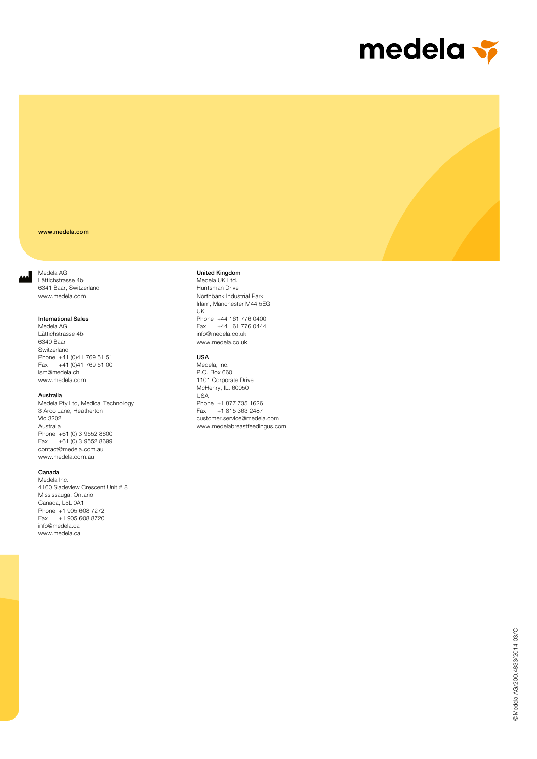medela

www.medela.com

Medela AG
Lättichstrasse 4b
6341 Baar, Switzerland
www.medela.com

**International Sales**
Medela AG
Lättichstrasse 4b
6340 Baar
Switzerland
Phone +41 (0)41 769 51 51
Fax +41 (0)41 769 51 00
ism@medela.ch
www.medela.com

**Australia**
Medela Pty Ltd, Medical Technology
3 Arco Lane, Heatherton
Vic 3202
Australia
Phone +61 (0) 3 9552 8600
Fax +61 (0) 3 9552 8699
contact@medela.com.au
www.medela.com.au

**Canada**
Medela Inc.
4160 Sladeview Crescent Unit # 8
Mississauga, Ontario
Canada, L5L 0A1
Phone +1 905 608 7272
Fax +1 905 608 8720
info@medela.ca
www.medela.ca

**United Kingdom**
Medela UK Ltd.
Huntsman Drive
Northbank Industrial Park
Irlam, Manchester M44 5EG
UK
Phone +44 161 776 0400
Fax +44 161 776 0444
info@medela.co.uk
www.medela.co.uk

**USA**
Medela, Inc.
P.O. Box 660
1101 Corporate Drive
McHenry, IL. 60050
USA
Phone +1 877 735 1626
Fax +1 815 363 2487
customer.service@medela.com
www.medelabreastfeedingus.com

©Medela AG/200.4833/2014-03/C